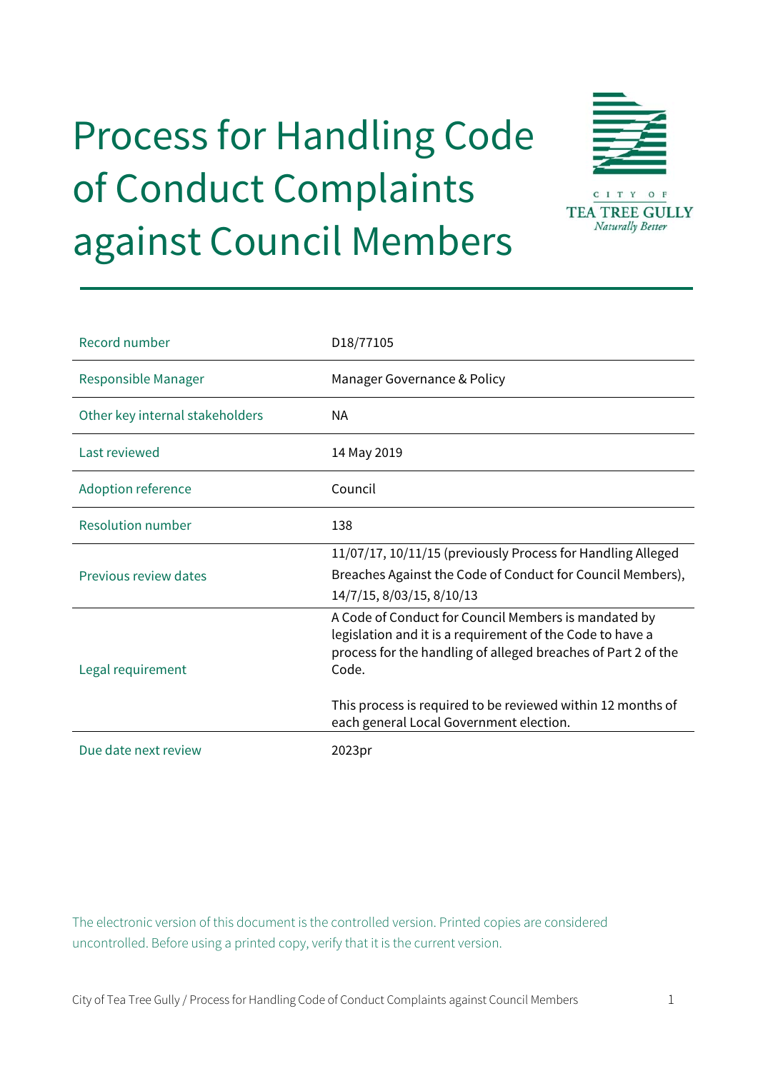# Process for Handling Code of Conduct Complaints against Council Members

CITY OF TEA TREE GULLY *Naturally Better*

| | |
|---|---|
| Record number | D18/77105 |
| Responsible Manager | Manager Governance & Policy |
| Other key internal stakeholders | NA |
| Last reviewed | 14 May 2019 |
| Adoption reference | Council |
| Resolution number | 138 |
| Previous review dates | 11/07/17, 10/11/15 (previously Process for Handling Alleged Breaches Against the Code of Conduct for Council Members), 14/7/15, 8/03/15, 8/10/13 |
| Legal requirement | A Code of Conduct for Council Members is mandated by legislation and it is a requirement of the Code to have a process for the handling of alleged breaches of Part 2 of the Code.<br><br>This process is required to be reviewed within 12 months of each general Local Government election. |
| Due date next review | 2023pr |

The electronic version of this document is the controlled version. Printed copies are considered uncontrolled. Before using a printed copy, verify that it is the current version.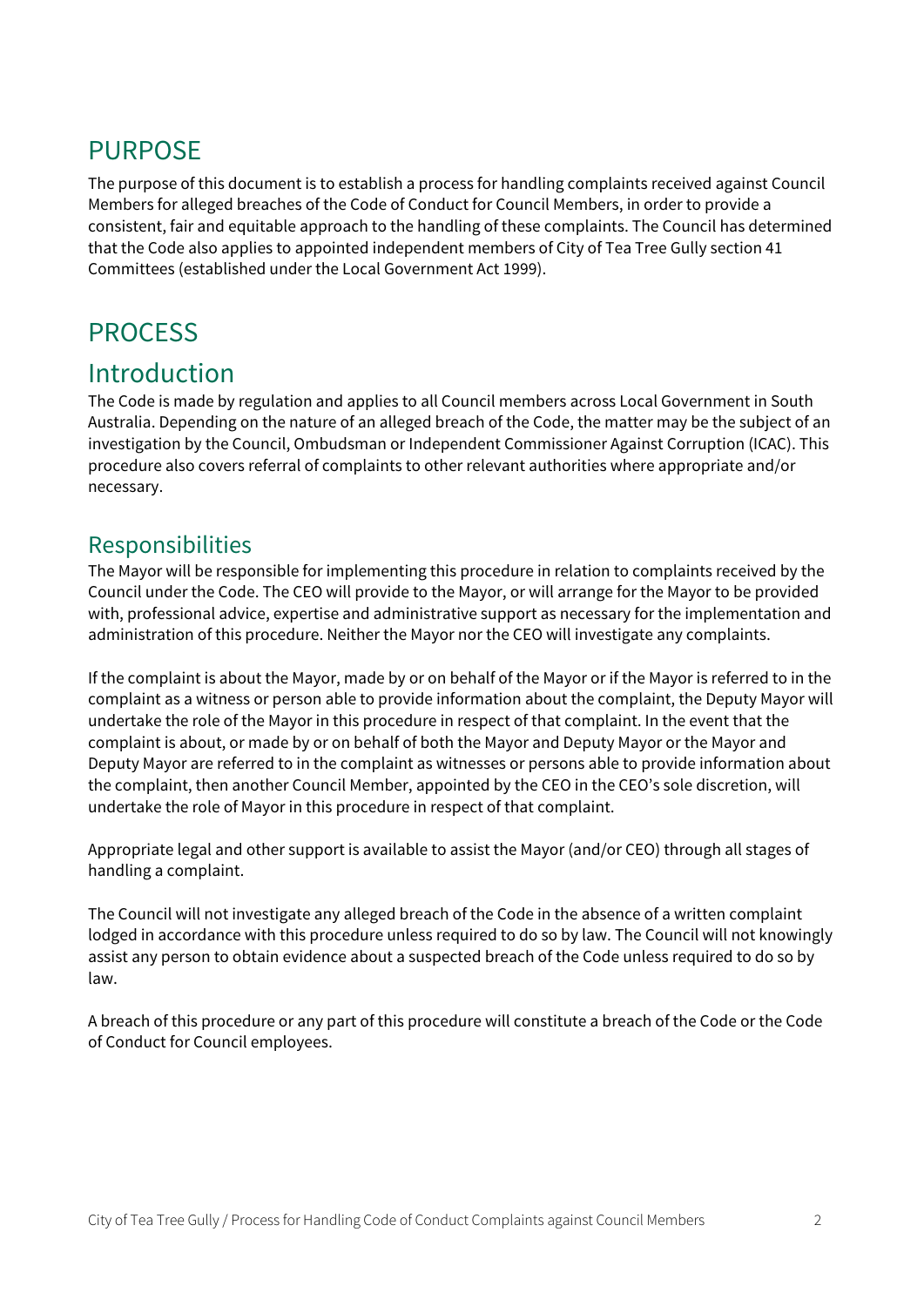# PURPOSE

The purpose of this document is to establish a process for handling complaints received against Council Members for alleged breaches of the Code of Conduct for Council Members, in order to provide a consistent, fair and equitable approach to the handling of these complaints. The Council has determined that the Code also applies to appointed independent members of City of Tea Tree Gully section 41 Committees (established under the Local Government Act 1999).

# PROCESS

## Introduction

The Code is made by regulation and applies to all Council members across Local Government in South Australia. Depending on the nature of an alleged breach of the Code, the matter may be the subject of an investigation by the Council, Ombudsman or Independent Commissioner Against Corruption (ICAC). This procedure also covers referral of complaints to other relevant authorities where appropriate and/or necessary.

### Responsibilities

The Mayor will be responsible for implementing this procedure in relation to complaints received by the Council under the Code. The CEO will provide to the Mayor, or will arrange for the Mayor to be provided with, professional advice, expertise and administrative support as necessary for the implementation and administration of this procedure. Neither the Mayor nor the CEO will investigate any complaints.

If the complaint is about the Mayor, made by or on behalf of the Mayor or if the Mayor is referred to in the complaint as a witness or person able to provide information about the complaint, the Deputy Mayor will undertake the role of the Mayor in this procedure in respect of that complaint. In the event that the complaint is about, or made by or on behalf of both the Mayor and Deputy Mayor or the Mayor and Deputy Mayor are referred to in the complaint as witnesses or persons able to provide information about the complaint, then another Council Member, appointed by the CEO in the CEO's sole discretion, will undertake the role of Mayor in this procedure in respect of that complaint.

Appropriate legal and other support is available to assist the Mayor (and/or CEO) through all stages of handling a complaint.

The Council will not investigate any alleged breach of the Code in the absence of a written complaint lodged in accordance with this procedure unless required to do so by law. The Council will not knowingly assist any person to obtain evidence about a suspected breach of the Code unless required to do so by law.

A breach of this procedure or any part of this procedure will constitute a breach of the Code or the Code of Conduct for Council employees.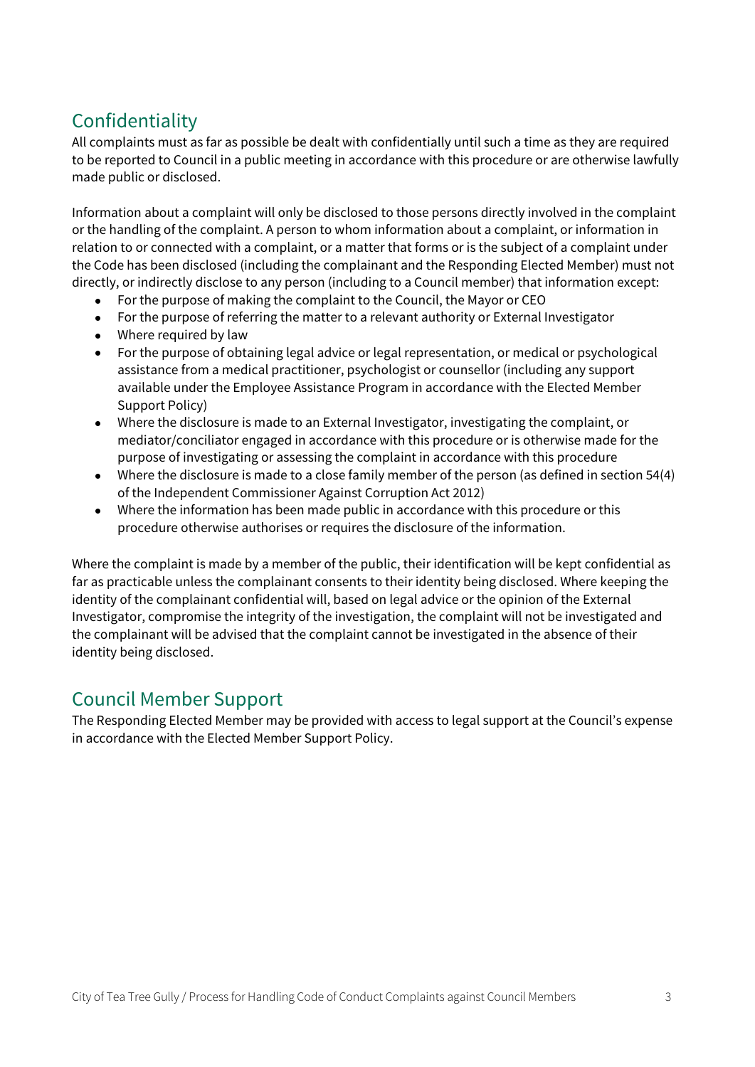## Confidentiality

All complaints must as far as possible be dealt with confidentially until such a time as they are required to be reported to Council in a public meeting in accordance with this procedure or are otherwise lawfully made public or disclosed.

Information about a complaint will only be disclosed to those persons directly involved in the complaint or the handling of the complaint. A person to whom information about a complaint, or information in relation to or connected with a complaint, or a matter that forms or is the subject of a complaint under the Code has been disclosed (including the complainant and the Responding Elected Member) must not directly, or indirectly disclose to any person (including to a Council member) that information except:

- For the purpose of making the complaint to the Council, the Mayor or CEO
- For the purpose of referring the matter to a relevant authority or External Investigator
- Where required by law
- For the purpose of obtaining legal advice or legal representation, or medical or psychological assistance from a medical practitioner, psychologist or counsellor (including any support available under the Employee Assistance Program in accordance with the Elected Member Support Policy)
- Where the disclosure is made to an External Investigator, investigating the complaint, or mediator/conciliator engaged in accordance with this procedure or is otherwise made for the purpose of investigating or assessing the complaint in accordance with this procedure
- Where the disclosure is made to a close family member of the person (as defined in section 54(4) of the Independent Commissioner Against Corruption Act 2012)
- Where the information has been made public in accordance with this procedure or this procedure otherwise authorises or requires the disclosure of the information.

Where the complaint is made by a member of the public, their identification will be kept confidential as far as practicable unless the complainant consents to their identity being disclosed. Where keeping the identity of the complainant confidential will, based on legal advice or the opinion of the External Investigator, compromise the integrity of the investigation, the complaint will not be investigated and the complainant will be advised that the complaint cannot be investigated in the absence of their identity being disclosed.

## Council Member Support

The Responding Elected Member may be provided with access to legal support at the Council's expense in accordance with the Elected Member Support Policy.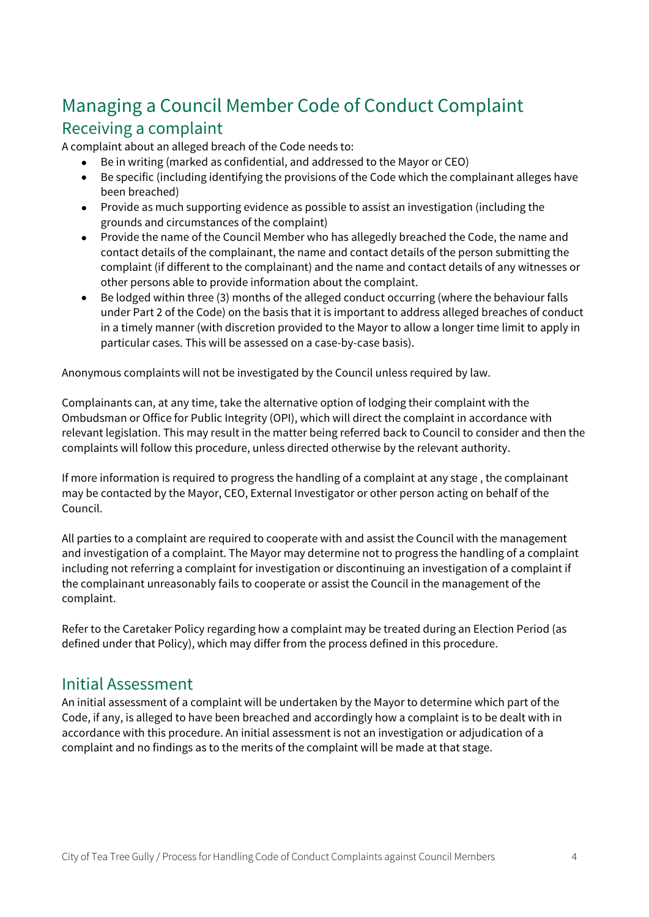# Managing a Council Member Code of Conduct Complaint

## Receiving a complaint

A complaint about an alleged breach of the Code needs to:

- Be in writing (marked as confidential, and addressed to the Mayor or CEO)
- Be specific (including identifying the provisions of the Code which the complainant alleges have been breached)
- Provide as much supporting evidence as possible to assist an investigation (including the grounds and circumstances of the complaint)
- Provide the name of the Council Member who has allegedly breached the Code, the name and contact details of the complainant, the name and contact details of the person submitting the complaint (if different to the complainant) and the name and contact details of any witnesses or other persons able to provide information about the complaint.
- Be lodged within three (3) months of the alleged conduct occurring (where the behaviour falls under Part 2 of the Code) on the basis that it is important to address alleged breaches of conduct in a timely manner (with discretion provided to the Mayor to allow a longer time limit to apply in particular cases. This will be assessed on a case-by-case basis).

Anonymous complaints will not be investigated by the Council unless required by law.

Complainants can, at any time, take the alternative option of lodging their complaint with the Ombudsman or Office for Public Integrity (OPI), which will direct the complaint in accordance with relevant legislation. This may result in the matter being referred back to Council to consider and then the complaints will follow this procedure, unless directed otherwise by the relevant authority.

If more information is required to progress the handling of a complaint at any stage , the complainant may be contacted by the Mayor, CEO, External Investigator or other person acting on behalf of the Council.

All parties to a complaint are required to cooperate with and assist the Council with the management and investigation of a complaint. The Mayor may determine not to progress the handling of a complaint including not referring a complaint for investigation or discontinuing an investigation of a complaint if the complainant unreasonably fails to cooperate or assist the Council in the management of the complaint.

Refer to the Caretaker Policy regarding how a complaint may be treated during an Election Period (as defined under that Policy), which may differ from the process defined in this procedure.

## Initial Assessment

An initial assessment of a complaint will be undertaken by the Mayor to determine which part of the Code, if any, is alleged to have been breached and accordingly how a complaint is to be dealt with in accordance with this procedure. An initial assessment is not an investigation or adjudication of a complaint and no findings as to the merits of the complaint will be made at that stage.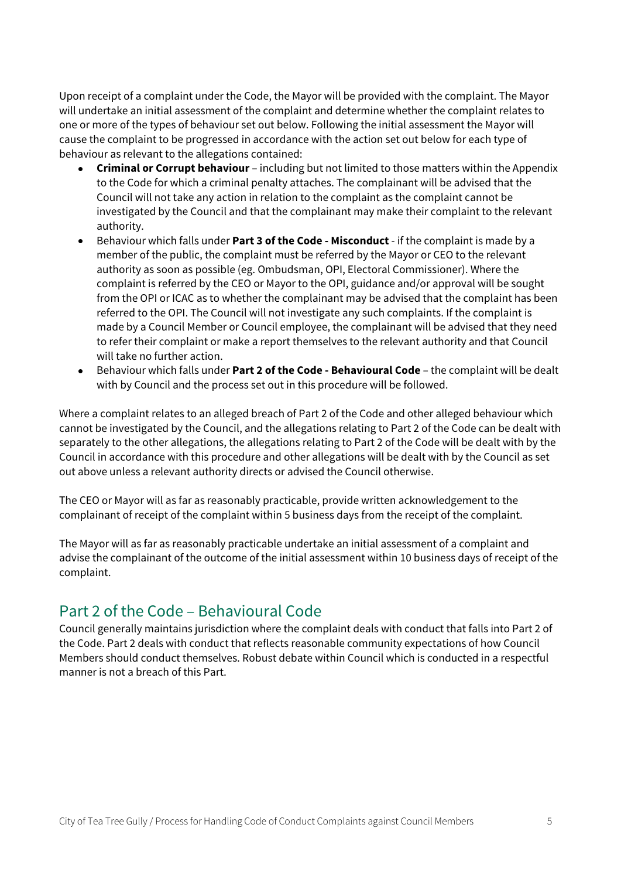Upon receipt of a complaint under the Code, the Mayor will be provided with the complaint. The Mayor will undertake an initial assessment of the complaint and determine whether the complaint relates to one or more of the types of behaviour set out below. Following the initial assessment the Mayor will cause the complaint to be progressed in accordance with the action set out below for each type of behaviour as relevant to the allegations contained:

- **Criminal or Corrupt behaviour** – including but not limited to those matters within the Appendix to the Code for which a criminal penalty attaches. The complainant will be advised that the Council will not take any action in relation to the complaint as the complaint cannot be investigated by the Council and that the complainant may make their complaint to the relevant authority.
- Behaviour which falls under **Part 3 of the Code - Misconduct** - if the complaint is made by a member of the public, the complaint must be referred by the Mayor or CEO to the relevant authority as soon as possible (eg. Ombudsman, OPI, Electoral Commissioner). Where the complaint is referred by the CEO or Mayor to the OPI, guidance and/or approval will be sought from the OPI or ICAC as to whether the complainant may be advised that the complaint has been referred to the OPI. The Council will not investigate any such complaints. If the complaint is made by a Council Member or Council employee, the complainant will be advised that they need to refer their complaint or make a report themselves to the relevant authority and that Council will take no further action.
- Behaviour which falls under **Part 2 of the Code - Behavioural Code** – the complaint will be dealt with by Council and the process set out in this procedure will be followed.

Where a complaint relates to an alleged breach of Part 2 of the Code and other alleged behaviour which cannot be investigated by the Council, and the allegations relating to Part 2 of the Code can be dealt with separately to the other allegations, the allegations relating to Part 2 of the Code will be dealt with by the Council in accordance with this procedure and other allegations will be dealt with by the Council as set out above unless a relevant authority directs or advised the Council otherwise.

The CEO or Mayor will as far as reasonably practicable, provide written acknowledgement to the complainant of receipt of the complaint within 5 business days from the receipt of the complaint.

The Mayor will as far as reasonably practicable undertake an initial assessment of a complaint and advise the complainant of the outcome of the initial assessment within 10 business days of receipt of the complaint.

## Part 2 of the Code – Behavioural Code

Council generally maintains jurisdiction where the complaint deals with conduct that falls into Part 2 of the Code. Part 2 deals with conduct that reflects reasonable community expectations of how Council Members should conduct themselves. Robust debate within Council which is conducted in a respectful manner is not a breach of this Part.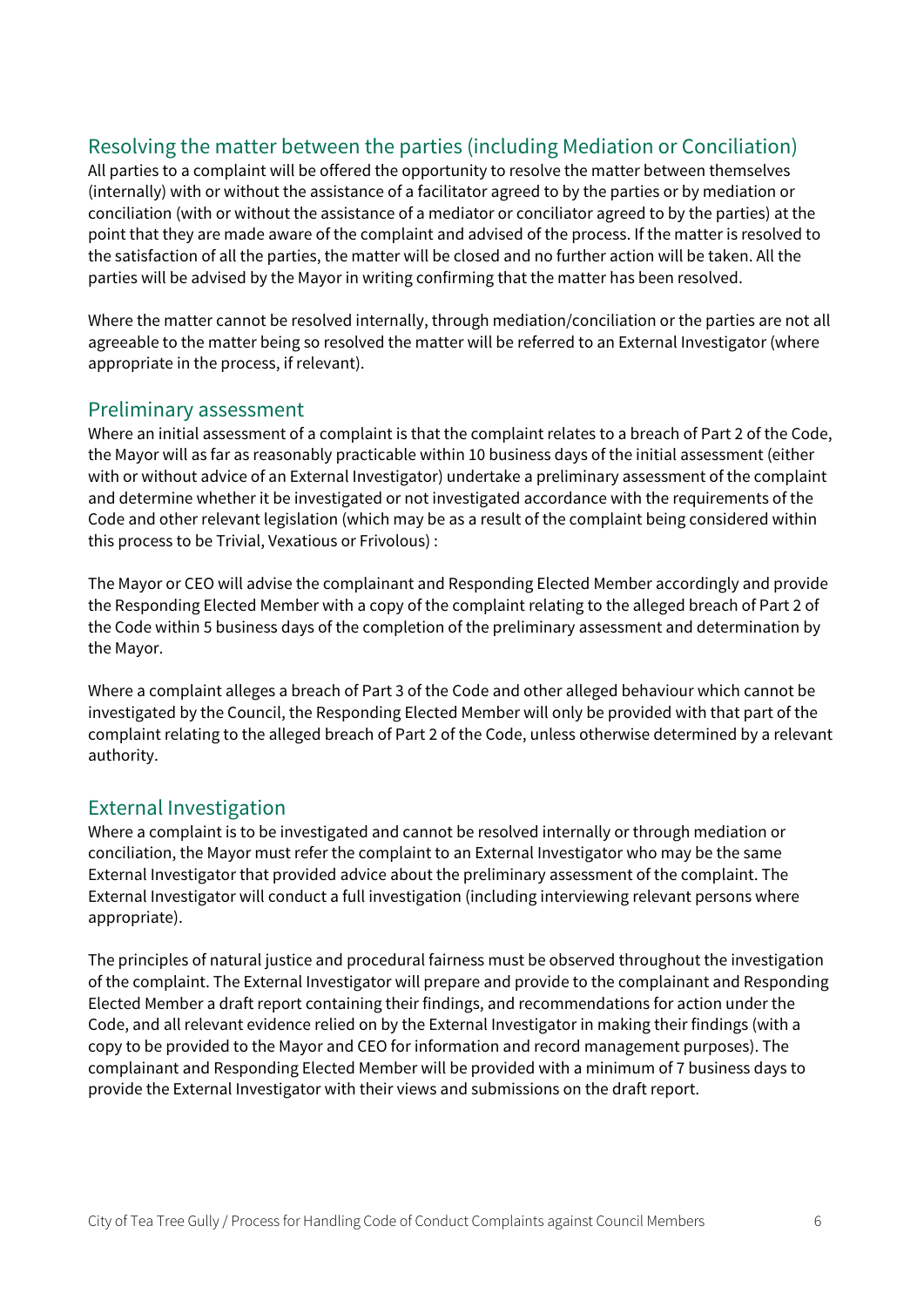## Resolving the matter between the parties (including Mediation or Conciliation)

All parties to a complaint will be offered the opportunity to resolve the matter between themselves (internally) with or without the assistance of a facilitator agreed to by the parties or by mediation or conciliation (with or without the assistance of a mediator or conciliator agreed to by the parties) at the point that they are made aware of the complaint and advised of the process. If the matter is resolved to the satisfaction of all the parties, the matter will be closed and no further action will be taken. All the parties will be advised by the Mayor in writing confirming that the matter has been resolved.

Where the matter cannot be resolved internally, through mediation/conciliation or the parties are not all agreeable to the matter being so resolved the matter will be referred to an External Investigator (where appropriate in the process, if relevant).

## Preliminary assessment

Where an initial assessment of a complaint is that the complaint relates to a breach of Part 2 of the Code, the Mayor will as far as reasonably practicable within 10 business days of the initial assessment (either with or without advice of an External Investigator) undertake a preliminary assessment of the complaint and determine whether it be investigated or not investigated accordance with the requirements of the Code and other relevant legislation (which may be as a result of the complaint being considered within this process to be Trivial, Vexatious or Frivolous) :

The Mayor or CEO will advise the complainant and Responding Elected Member accordingly and provide the Responding Elected Member with a copy of the complaint relating to the alleged breach of Part 2 of the Code within 5 business days of the completion of the preliminary assessment and determination by the Mayor.

Where a complaint alleges a breach of Part 3 of the Code and other alleged behaviour which cannot be investigated by the Council, the Responding Elected Member will only be provided with that part of the complaint relating to the alleged breach of Part 2 of the Code, unless otherwise determined by a relevant authority.

## External Investigation

Where a complaint is to be investigated and cannot be resolved internally or through mediation or conciliation, the Mayor must refer the complaint to an External Investigator who may be the same External Investigator that provided advice about the preliminary assessment of the complaint. The External Investigator will conduct a full investigation (including interviewing relevant persons where appropriate).

The principles of natural justice and procedural fairness must be observed throughout the investigation of the complaint. The External Investigator will prepare and provide to the complainant and Responding Elected Member a draft report containing their findings, and recommendations for action under the Code, and all relevant evidence relied on by the External Investigator in making their findings (with a copy to be provided to the Mayor and CEO for information and record management purposes). The complainant and Responding Elected Member will be provided with a minimum of 7 business days to provide the External Investigator with their views and submissions on the draft report.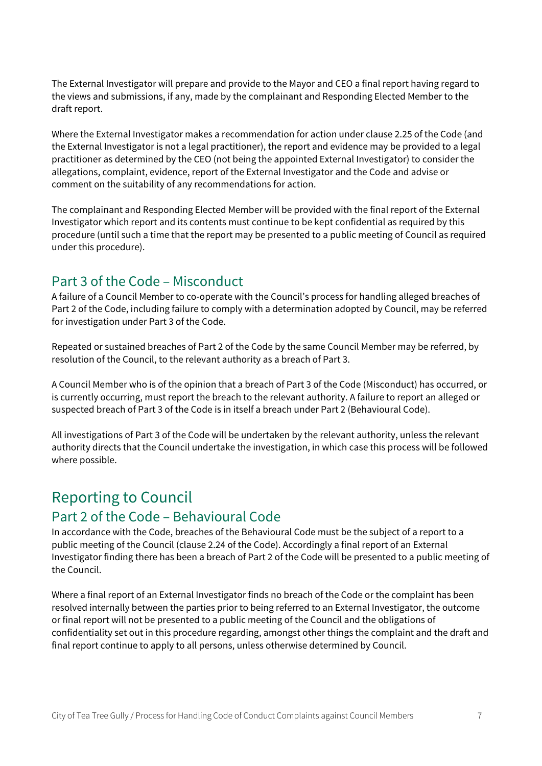The External Investigator will prepare and provide to the Mayor and CEO a final report having regard to the views and submissions, if any, made by the complainant and Responding Elected Member to the draft report.

Where the External Investigator makes a recommendation for action under clause 2.25 of the Code (and the External Investigator is not a legal practitioner), the report and evidence may be provided to a legal practitioner as determined by the CEO (not being the appointed External Investigator) to consider the allegations, complaint, evidence, report of the External Investigator and the Code and advise or comment on the suitability of any recommendations for action.

The complainant and Responding Elected Member will be provided with the final report of the External Investigator which report and its contents must continue to be kept confidential as required by this procedure (until such a time that the report may be presented to a public meeting of Council as required under this procedure).

## Part 3 of the Code – Misconduct

A failure of a Council Member to co-operate with the Council's process for handling alleged breaches of Part 2 of the Code, including failure to comply with a determination adopted by Council, may be referred for investigation under Part 3 of the Code.

Repeated or sustained breaches of Part 2 of the Code by the same Council Member may be referred, by resolution of the Council, to the relevant authority as a breach of Part 3.

A Council Member who is of the opinion that a breach of Part 3 of the Code (Misconduct) has occurred, or is currently occurring, must report the breach to the relevant authority. A failure to report an alleged or suspected breach of Part 3 of the Code is in itself a breach under Part 2 (Behavioural Code).

All investigations of Part 3 of the Code will be undertaken by the relevant authority, unless the relevant authority directs that the Council undertake the investigation, in which case this process will be followed where possible.

# Reporting to Council

## Part 2 of the Code – Behavioural Code

In accordance with the Code, breaches of the Behavioural Code must be the subject of a report to a public meeting of the Council (clause 2.24 of the Code). Accordingly a final report of an External Investigator finding there has been a breach of Part 2 of the Code will be presented to a public meeting of the Council.

Where a final report of an External Investigator finds no breach of the Code or the complaint has been resolved internally between the parties prior to being referred to an External Investigator, the outcome or final report will not be presented to a public meeting of the Council and the obligations of confidentiality set out in this procedure regarding, amongst other things the complaint and the draft and final report continue to apply to all persons, unless otherwise determined by Council.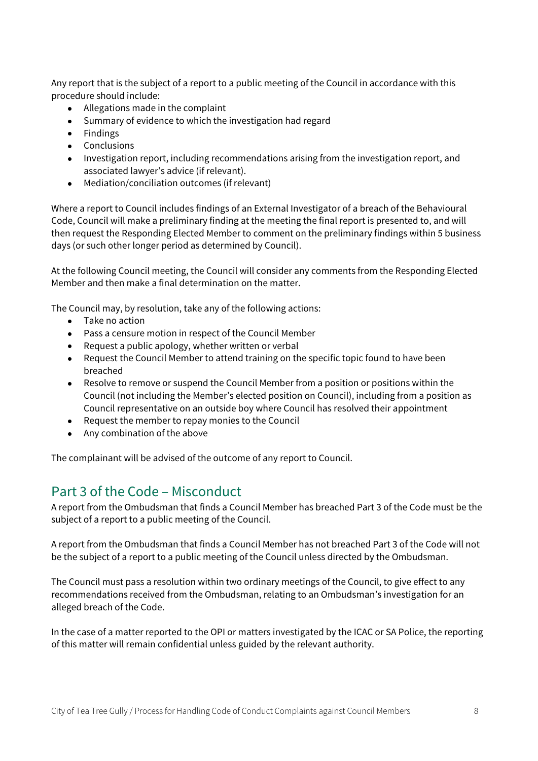Any report that is the subject of a report to a public meeting of the Council in accordance with this procedure should include:

- Allegations made in the complaint
- Summary of evidence to which the investigation had regard
- Findings
- Conclusions
- Investigation report, including recommendations arising from the investigation report, and associated lawyer's advice (if relevant).
- Mediation/conciliation outcomes (if relevant)

Where a report to Council includes findings of an External Investigator of a breach of the Behavioural Code, Council will make a preliminary finding at the meeting the final report is presented to, and will then request the Responding Elected Member to comment on the preliminary findings within 5 business days (or such other longer period as determined by Council).

At the following Council meeting, the Council will consider any comments from the Responding Elected Member and then make a final determination on the matter.

The Council may, by resolution, take any of the following actions:

- Take no action
- Pass a censure motion in respect of the Council Member
- Request a public apology, whether written or verbal
- Request the Council Member to attend training on the specific topic found to have been breached
- Resolve to remove or suspend the Council Member from a position or positions within the Council (not including the Member's elected position on Council), including from a position as Council representative on an outside boy where Council has resolved their appointment
- Request the member to repay monies to the Council
- Any combination of the above

The complainant will be advised of the outcome of any report to Council.

## Part 3 of the Code – Misconduct

A report from the Ombudsman that finds a Council Member has breached Part 3 of the Code must be the subject of a report to a public meeting of the Council.

A report from the Ombudsman that finds a Council Member has not breached Part 3 of the Code will not be the subject of a report to a public meeting of the Council unless directed by the Ombudsman.

The Council must pass a resolution within two ordinary meetings of the Council, to give effect to any recommendations received from the Ombudsman, relating to an Ombudsman's investigation for an alleged breach of the Code.

In the case of a matter reported to the OPI or matters investigated by the ICAC or SA Police, the reporting of this matter will remain confidential unless guided by the relevant authority.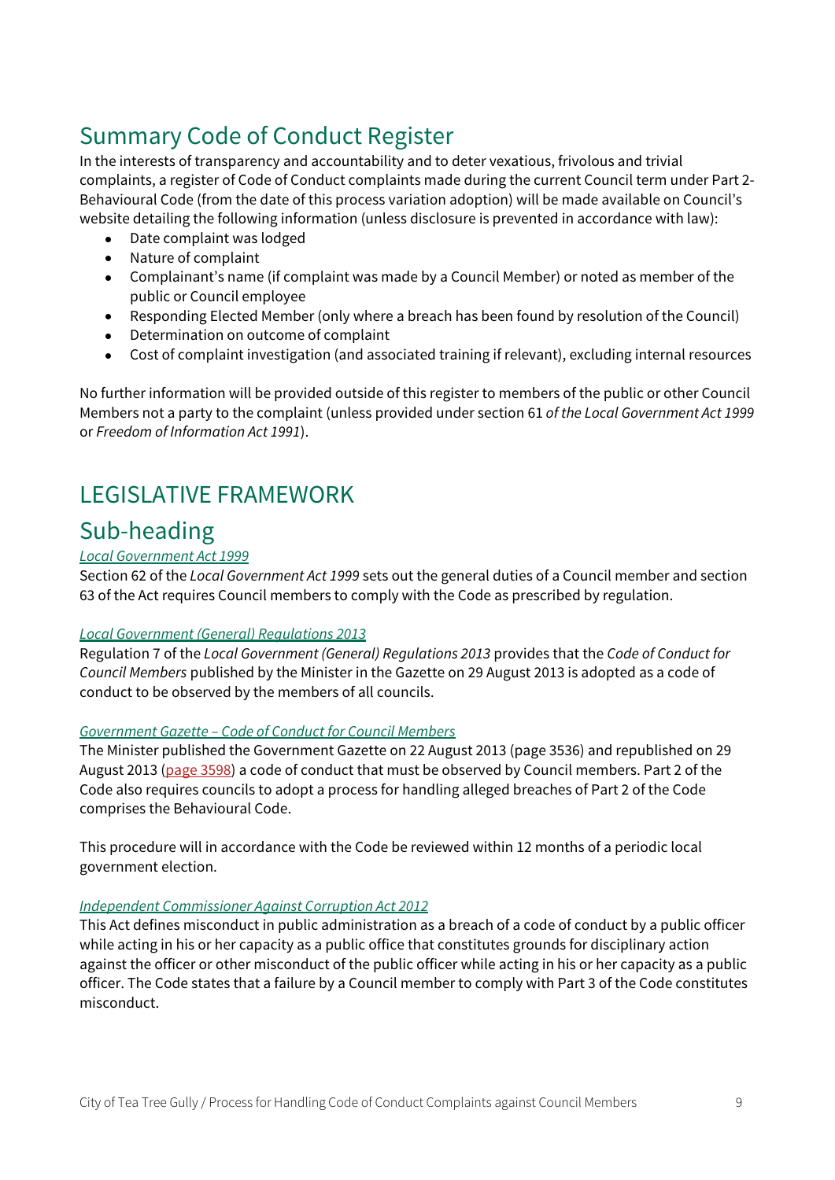## Summary Code of Conduct Register

In the interests of transparency and accountability and to deter vexatious, frivolous and trivial complaints, a register of Code of Conduct complaints made during the current Council term under Part 2- Behavioural Code (from the date of this process variation adoption) will be made available on Council's website detailing the following information (unless disclosure is prevented in accordance with law):

- Date complaint was lodged
- Nature of complaint
- Complainant's name (if complaint was made by a Council Member) or noted as member of the public or Council employee
- Responding Elected Member (only where a breach has been found by resolution of the Council)
- Determination on outcome of complaint
- Cost of complaint investigation (and associated training if relevant), excluding internal resources

No further information will be provided outside of this register to members of the public or other Council Members not a party to the complaint (unless provided under section 61 *of the Local Government Act 1999* or *Freedom of Information Act 1991*).

# LEGISLATIVE FRAMEWORK

## Sub-heading

*Local Government Act 1999*

Section 62 of the *Local Government Act 1999* sets out the general duties of a Council member and section 63 of the Act requires Council members to comply with the Code as prescribed by regulation.

*Local Government (General) Regulations 2013*

Regulation 7 of the *Local Government (General) Regulations 2013* provides that the *Code of Conduct for Council Members* published by the Minister in the Gazette on 29 August 2013 is adopted as a code of conduct to be observed by the members of all councils.

*Government Gazette – Code of Conduct for Council Members*

The Minister published the Government Gazette on 22 August 2013 (page 3536) and republished on 29 August 2013 (page 3598) a code of conduct that must be observed by Council members. Part 2 of the Code also requires councils to adopt a process for handling alleged breaches of Part 2 of the Code comprises the Behavioural Code.

This procedure will in accordance with the Code be reviewed within 12 months of a periodic local government election.

*Independent Commissioner Against Corruption Act 2012*

This Act defines misconduct in public administration as a breach of a code of conduct by a public officer while acting in his or her capacity as a public office that constitutes grounds for disciplinary action against the officer or other misconduct of the public officer while acting in his or her capacity as a public officer. The Code states that a failure by a Council member to comply with Part 3 of the Code constitutes misconduct.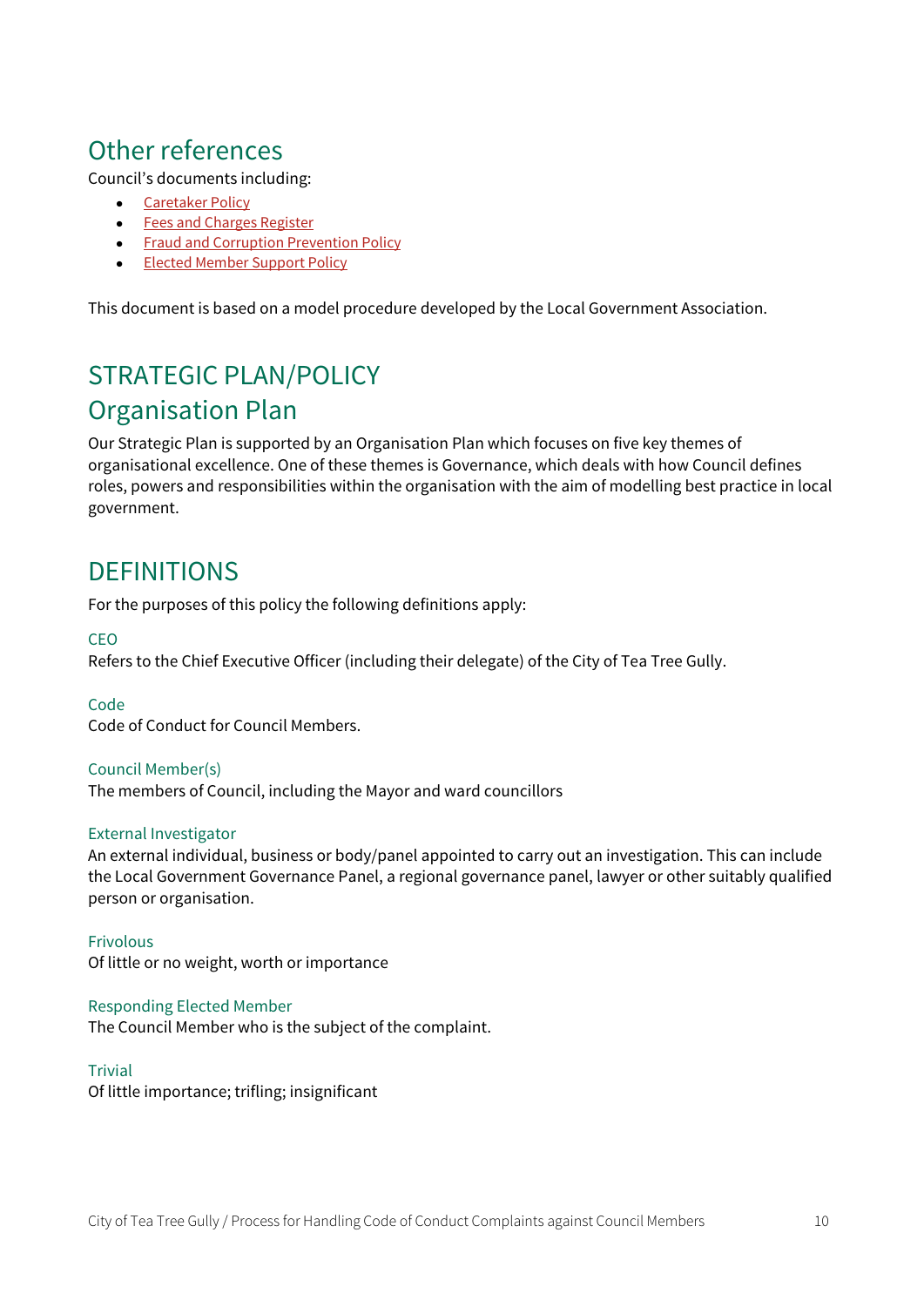## Other references

Council's documents including:

- Caretaker Policy
- Fees and Charges Register
- Fraud and Corruption Prevention Policy
- Elected Member Support Policy

This document is based on a model procedure developed by the Local Government Association.

## STRATEGIC PLAN/POLICY

## Organisation Plan

Our Strategic Plan is supported by an Organisation Plan which focuses on five key themes of organisational excellence. One of these themes is Governance, which deals with how Council defines roles, powers and responsibilities within the organisation with the aim of modelling best practice in local government.

## DEFINITIONS

For the purposes of this policy the following definitions apply:

### CEO

Refers to the Chief Executive Officer (including their delegate) of the City of Tea Tree Gully.

### Code

Code of Conduct for Council Members.

### Council Member(s)

The members of Council, including the Mayor and ward councillors

### External Investigator

An external individual, business or body/panel appointed to carry out an investigation. This can include the Local Government Governance Panel, a regional governance panel, lawyer or other suitably qualified person or organisation.

### Frivolous

Of little or no weight, worth or importance

### Responding Elected Member

The Council Member who is the subject of the complaint.

### Trivial

Of little importance; trifling; insignificant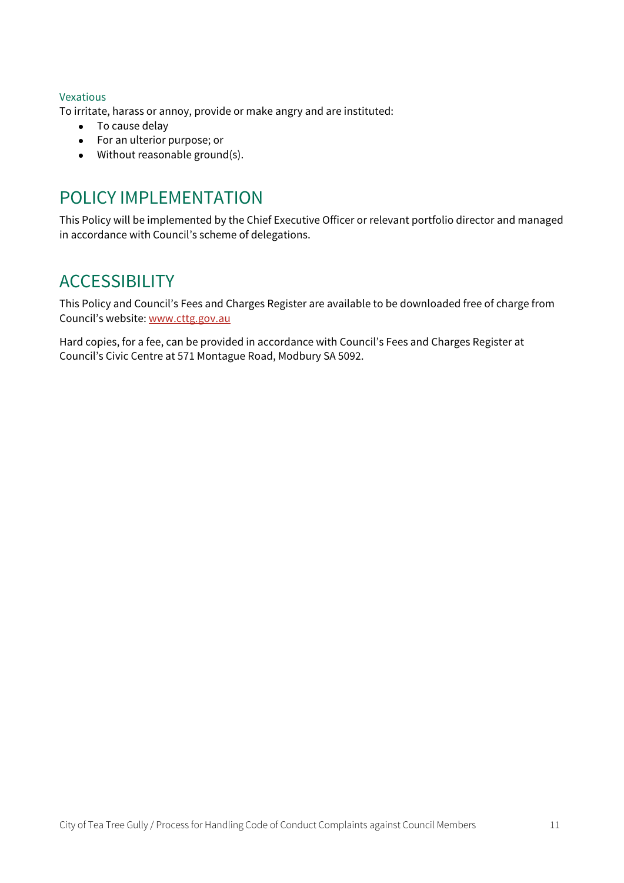### Vexatious

To irritate, harass or annoy, provide or make angry and are instituted:

- To cause delay
- For an ulterior purpose; or
- Without reasonable ground(s).

## POLICY IMPLEMENTATION

This Policy will be implemented by the Chief Executive Officer or relevant portfolio director and managed in accordance with Council's scheme of delegations.

## ACCESSIBILITY

This Policy and Council's Fees and Charges Register are available to be downloaded free of charge from Council's website: www.cttg.gov.au

Hard copies, for a fee, can be provided in accordance with Council's Fees and Charges Register at Council's Civic Centre at 571 Montague Road, Modbury SA 5092.